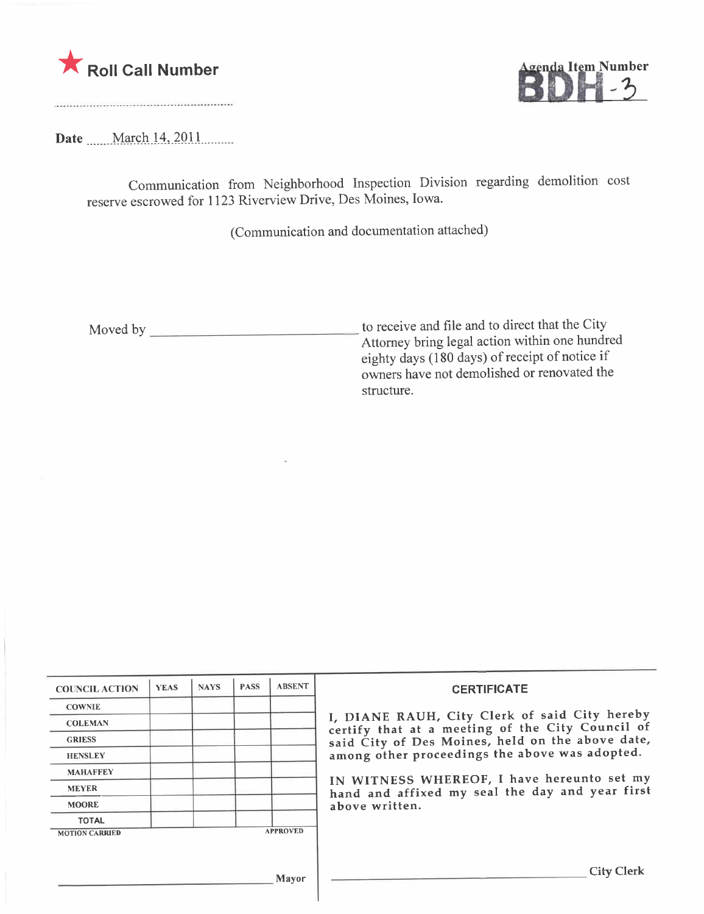★ Roll Call Number

Agenda Item Number
BDH-3

Date March 14, 2011

Communication from Neighborhood Inspection Division regarding demolition cost reserve escrowed for 1123 Riverview Drive, Des Moines, Iowa.

(Communication and documentation attached)

Moved by ______________________ to receive and file and to direct that the City Attorney bring legal action within one hundred eighty days (180 days) of receipt of notice if owners have not demolished or renovated the structure.

| COUNCIL ACTION | YEAS | NAYS | PASS | ABSENT |
|---|---|---|---|---|
| COWNIE | | | | |
| COLEMAN | | | | |
| GRIESS | | | | |
| HENSLEY | | | | |
| MAHAFFEY | | | | |
| MEYER | | | | |
| MOORE | | | | |
| TOTAL | | | | |

MOTION CARRIED APPROVED

______________________ Mayor

**CERTIFICATE**

I, DIANE RAUH, City Clerk of said City hereby certify that at a meeting of the City Council of said City of Des Moines, held on the above date, among other proceedings the above was adopted.

IN WITNESS WHEREOF, I have hereunto set my hand and affixed my seal the day and year first above written.

______________________ City Clerk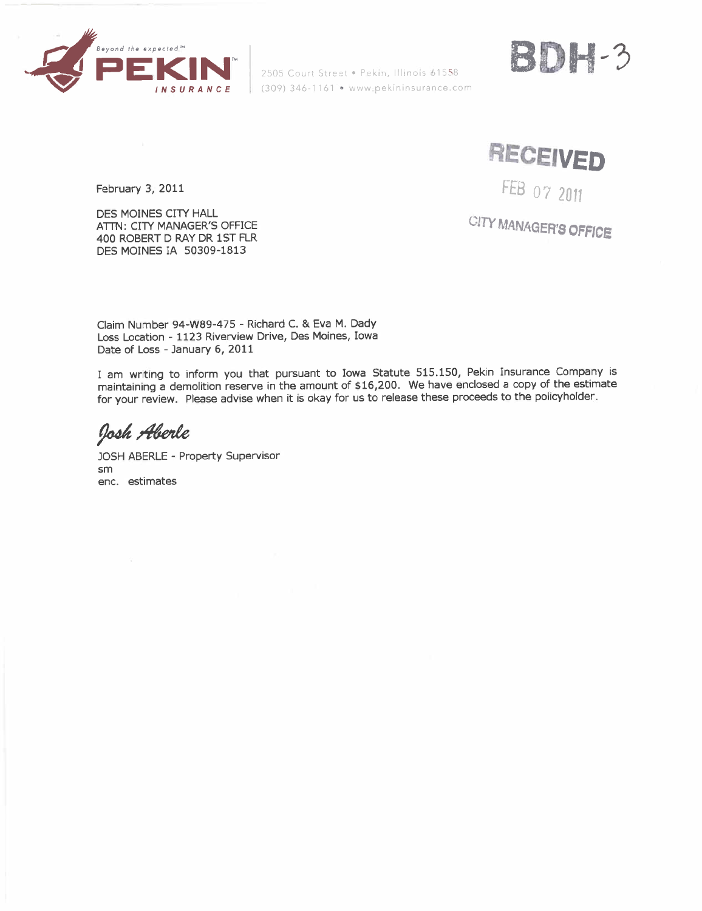PEKIN INSURANCE

Beyond the expected™

2505 Court Street • Pekin, Illinois 61558
(309) 346-1161 • www.pekininsurance.com

BDH-3

RECEIVED

FEB 07 2011

CITY MANAGER'S OFFICE

February 3, 2011

DES MOINES CITY HALL
ATTN: CITY MANAGER'S OFFICE
400 ROBERT D RAY DR 1ST FLR
DES MOINES IA 50309-1813

Claim Number 94-W89-475 - Richard C. & Eva M. Dady
Loss Location - 1123 Riverview Drive, Des Moines, Iowa
Date of Loss - January 6, 2011

I am writing to inform you that pursuant to Iowa Statute 515.150, Pekin Insurance Company is maintaining a demolition reserve in the amount of $16,200. We have enclosed a copy of the estimate for your review. Please advise when it is okay for us to release these proceeds to the policyholder.

*Josh Aberle*

JOSH ABERLE - Property Supervisor
sm
enc. estimates